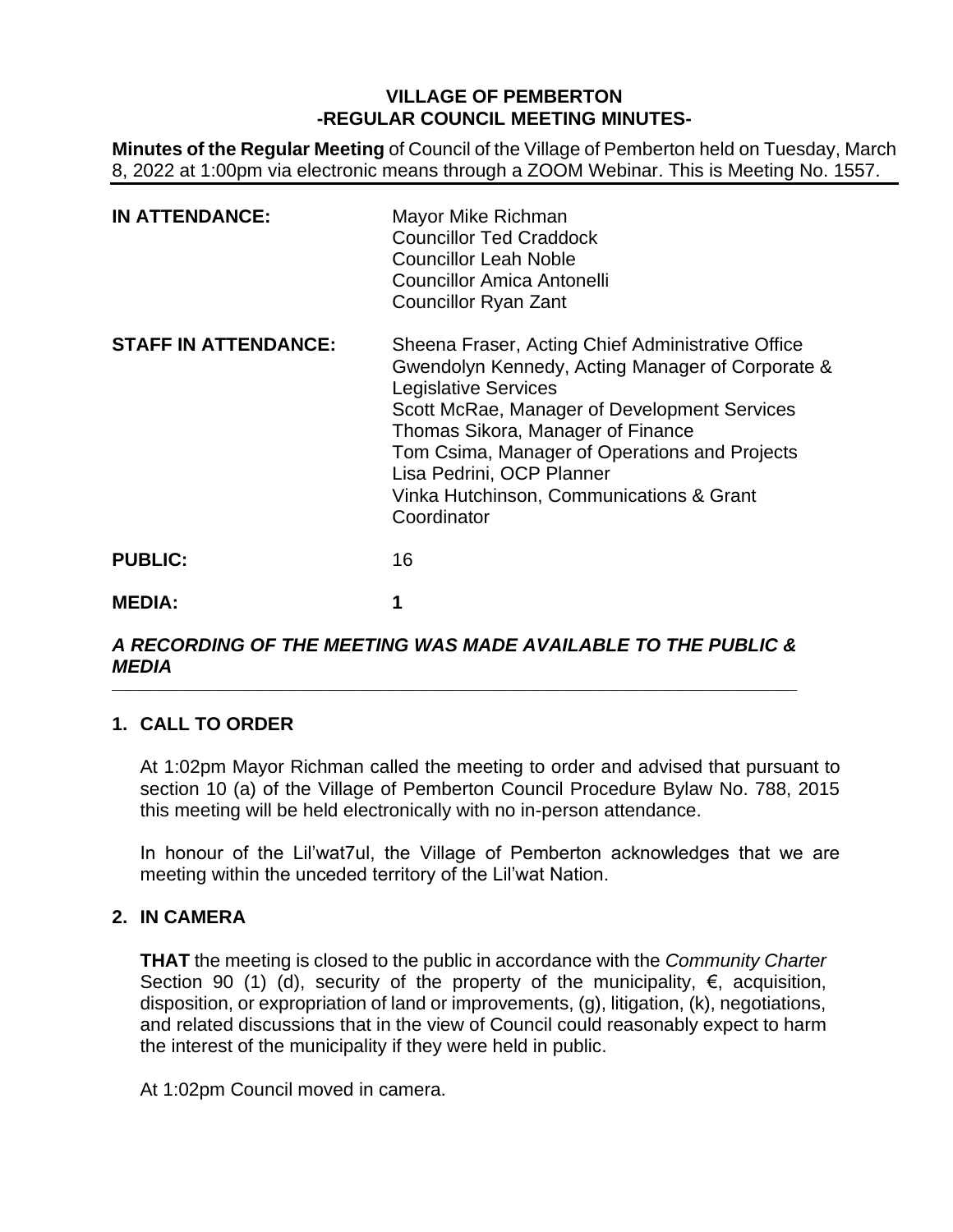# VILLAGE OF PEMBERTON
## -REGULAR COUNCIL MEETING MINUTES-

**Minutes of the Regular Meeting** of Council of the Village of Pemberton held on Tuesday, March 8, 2022 at 1:00pm via electronic means through a ZOOM Webinar. This is Meeting No. 1557.

| | |
|---|---|
| **IN ATTENDANCE:** | Mayor Mike Richman<br>Councillor Ted Craddock<br>Councillor Leah Noble<br>Councillor Amica Antonelli<br>Councillor Ryan Zant |
| **STAFF IN ATTENDANCE:** | Sheena Fraser, Acting Chief Administrative Office<br>Gwendolyn Kennedy, Acting Manager of Corporate & Legislative Services<br>Scott McRae, Manager of Development Services<br>Thomas Sikora, Manager of Finance<br>Tom Csima, Manager of Operations and Projects<br>Lisa Pedrini, OCP Planner<br>Vinka Hutchinson, Communications & Grant Coordinator |
| **PUBLIC:** | 16 |
| **MEDIA:** | **1** |

***A RECORDING OF THE MEETING WAS MADE AVAILABLE TO THE PUBLIC & MEDIA***

## 1. CALL TO ORDER

At 1:02pm Mayor Richman called the meeting to order and advised that pursuant to section 10 (a) of the Village of Pemberton Council Procedure Bylaw No. 788, 2015 this meeting will be held electronically with no in-person attendance.

In honour of the Lil'wat7ul, the Village of Pemberton acknowledges that we are meeting within the unceded territory of the Lil'wat Nation.

## 2. IN CAMERA

**THAT** the meeting is closed to the public in accordance with the *Community Charter* Section 90 (1) (d), security of the property of the municipality, €, acquisition, disposition, or expropriation of land or improvements, (g), litigation, (k), negotiations, and related discussions that in the view of Council could reasonably expect to harm the interest of the municipality if they were held in public.

At 1:02pm Council moved in camera.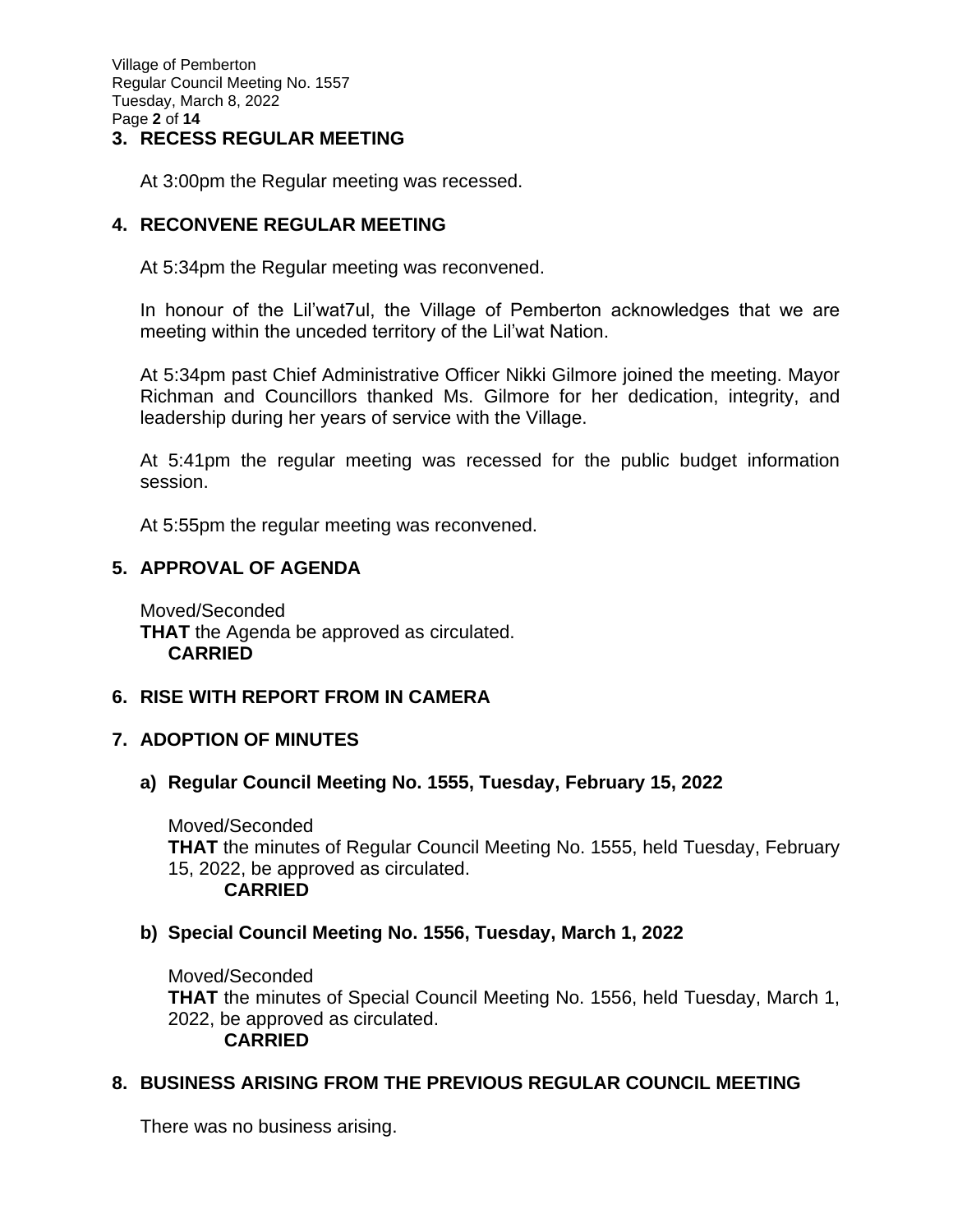## 3. RECESS REGULAR MEETING

At 3:00pm the Regular meeting was recessed.

## 4. RECONVENE REGULAR MEETING

At 5:34pm the Regular meeting was reconvened.

In honour of the Lil'wat7ul, the Village of Pemberton acknowledges that we are meeting within the unceded territory of the Lil'wat Nation.

At 5:34pm past Chief Administrative Officer Nikki Gilmore joined the meeting. Mayor Richman and Councillors thanked Ms. Gilmore for her dedication, integrity, and leadership during her years of service with the Village.

At 5:41pm the regular meeting was recessed for the public budget information session.

At 5:55pm the regular meeting was reconvened.

## 5. APPROVAL OF AGENDA

Moved/Seconded
**THAT** the Agenda be approved as circulated.
**CARRIED**

## 6. RISE WITH REPORT FROM IN CAMERA

## 7. ADOPTION OF MINUTES

### a) Regular Council Meeting No. 1555, Tuesday, February 15, 2022

Moved/Seconded
**THAT** the minutes of Regular Council Meeting No. 1555, held Tuesday, February 15, 2022, be approved as circulated.
**CARRIED**

### b) Special Council Meeting No. 1556, Tuesday, March 1, 2022

Moved/Seconded
**THAT** the minutes of Special Council Meeting No. 1556, held Tuesday, March 1, 2022, be approved as circulated.
**CARRIED**

## 8. BUSINESS ARISING FROM THE PREVIOUS REGULAR COUNCIL MEETING

There was no business arising.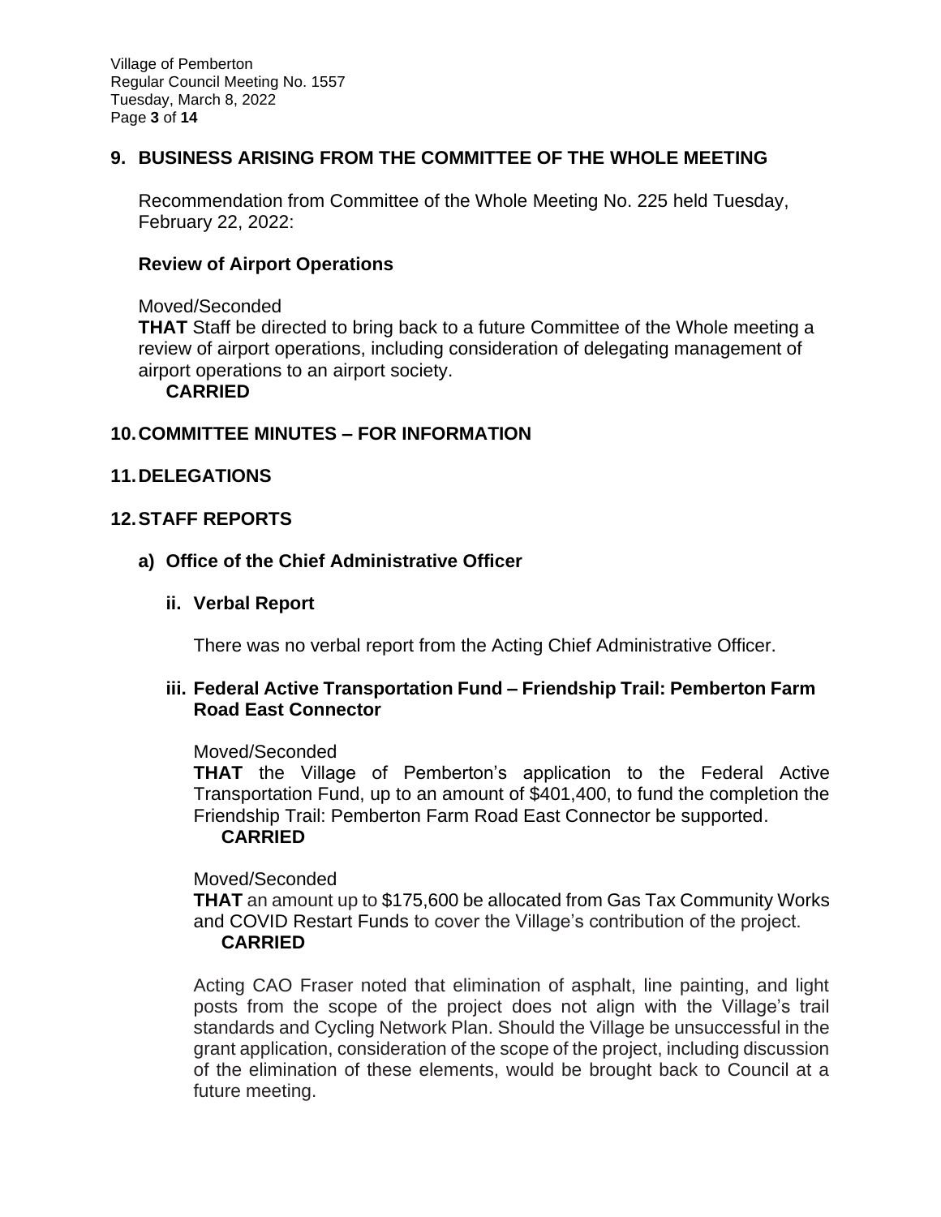## 9. BUSINESS ARISING FROM THE COMMITTEE OF THE WHOLE MEETING

Recommendation from Committee of the Whole Meeting No. 225 held Tuesday, February 22, 2022:

### Review of Airport Operations

Moved/Seconded
**THAT** Staff be directed to bring back to a future Committee of the Whole meeting a review of airport operations, including consideration of delegating management of airport operations to an airport society.
**CARRIED**

## 10. COMMITTEE MINUTES – FOR INFORMATION

## 11. DELEGATIONS

## 12. STAFF REPORTS

### a) Office of the Chief Administrative Officer

#### ii. Verbal Report

There was no verbal report from the Acting Chief Administrative Officer.

#### iii. Federal Active Transportation Fund – Friendship Trail: Pemberton Farm Road East Connector

Moved/Seconded
**THAT** the Village of Pemberton's application to the Federal Active Transportation Fund, up to an amount of $401,400, to fund the completion the Friendship Trail: Pemberton Farm Road East Connector be supported.
**CARRIED**

Moved/Seconded
**THAT** an amount up to $175,600 be allocated from Gas Tax Community Works and COVID Restart Funds to cover the Village's contribution of the project.
**CARRIED**

Acting CAO Fraser noted that elimination of asphalt, line painting, and light posts from the scope of the project does not align with the Village's trail standards and Cycling Network Plan. Should the Village be unsuccessful in the grant application, consideration of the scope of the project, including discussion of the elimination of these elements, would be brought back to Council at a future meeting.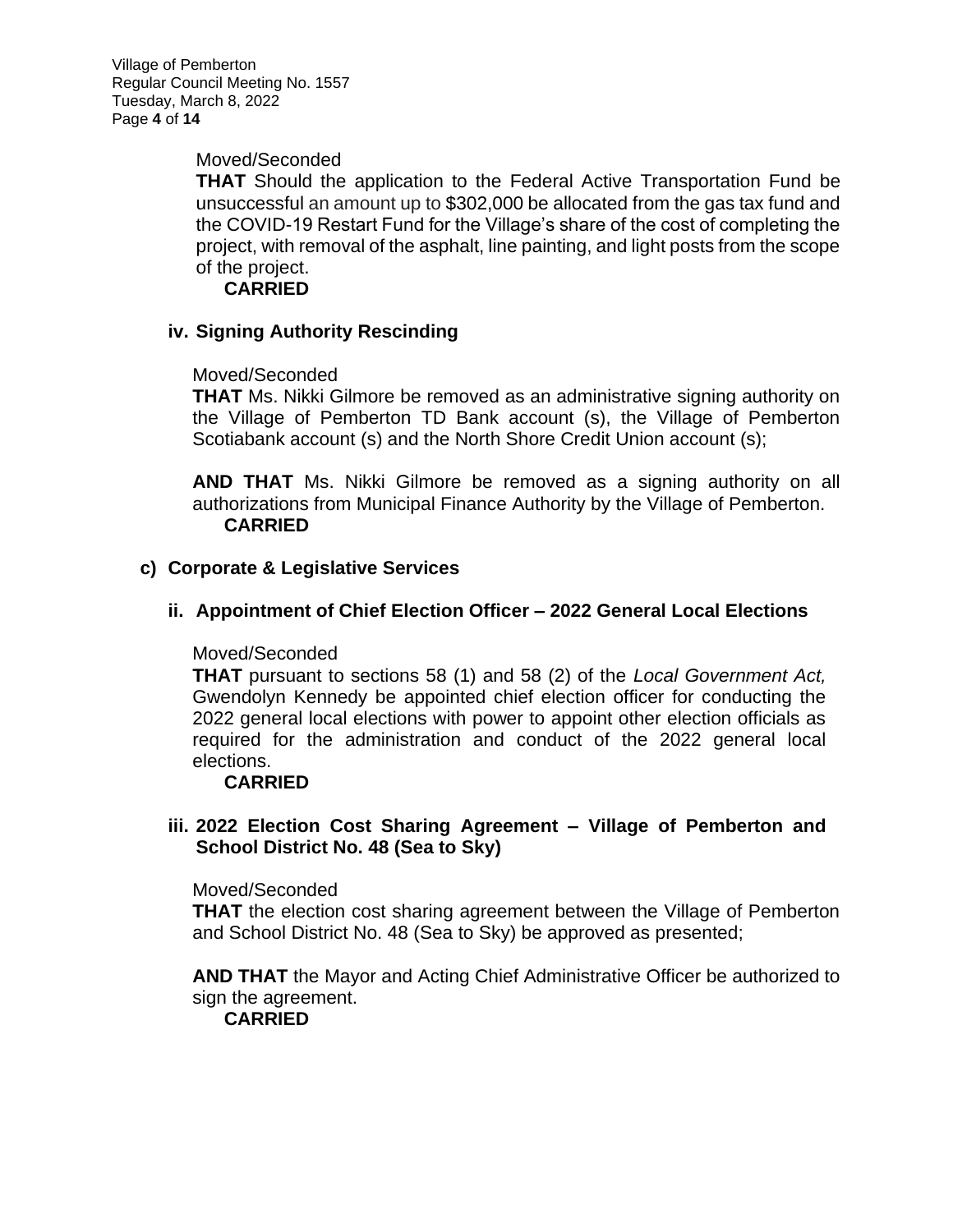Moved/Seconded

**THAT** Should the application to the Federal Active Transportation Fund be unsuccessful an amount up to $302,000 be allocated from the gas tax fund and the COVID-19 Restart Fund for the Village's share of the cost of completing the project, with removal of the asphalt, line painting, and light posts from the scope of the project.

**CARRIED**

### iv. Signing Authority Rescinding

Moved/Seconded

**THAT** Ms. Nikki Gilmore be removed as an administrative signing authority on the Village of Pemberton TD Bank account (s), the Village of Pemberton Scotiabank account (s) and the North Shore Credit Union account (s);

**AND THAT** Ms. Nikki Gilmore be removed as a signing authority on all authorizations from Municipal Finance Authority by the Village of Pemberton.

**CARRIED**

## c) Corporate & Legislative Services

### ii. Appointment of Chief Election Officer – 2022 General Local Elections

Moved/Seconded

**THAT** pursuant to sections 58 (1) and 58 (2) of the *Local Government Act,* Gwendolyn Kennedy be appointed chief election officer for conducting the 2022 general local elections with power to appoint other election officials as required for the administration and conduct of the 2022 general local elections.

**CARRIED**

### iii. 2022 Election Cost Sharing Agreement – Village of Pemberton and School District No. 48 (Sea to Sky)

Moved/Seconded

**THAT** the election cost sharing agreement between the Village of Pemberton and School District No. 48 (Sea to Sky) be approved as presented;

**AND THAT** the Mayor and Acting Chief Administrative Officer be authorized to sign the agreement.

**CARRIED**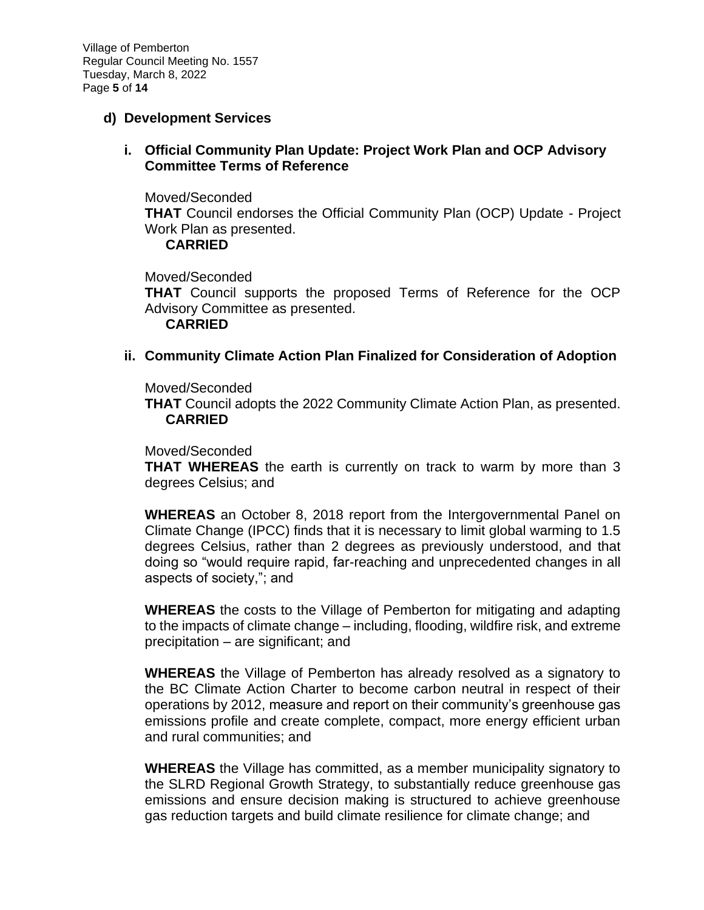## d) Development Services

### i. Official Community Plan Update: Project Work Plan and OCP Advisory Committee Terms of Reference

Moved/Seconded

**THAT** Council endorses the Official Community Plan (OCP) Update - Project Work Plan as presented.

**CARRIED**

Moved/Seconded

**THAT** Council supports the proposed Terms of Reference for the OCP Advisory Committee as presented.

**CARRIED**

### ii. Community Climate Action Plan Finalized for Consideration of Adoption

Moved/Seconded

**THAT** Council adopts the 2022 Community Climate Action Plan, as presented.

**CARRIED**

Moved/Seconded

**THAT WHEREAS** the earth is currently on track to warm by more than 3 degrees Celsius; and

**WHEREAS** an October 8, 2018 report from the Intergovernmental Panel on Climate Change (IPCC) finds that it is necessary to limit global warming to 1.5 degrees Celsius, rather than 2 degrees as previously understood, and that doing so "would require rapid, far-reaching and unprecedented changes in all aspects of society,"; and

**WHEREAS** the costs to the Village of Pemberton for mitigating and adapting to the impacts of climate change – including, flooding, wildfire risk, and extreme precipitation – are significant; and

**WHEREAS** the Village of Pemberton has already resolved as a signatory to the BC Climate Action Charter to become carbon neutral in respect of their operations by 2012, measure and report on their community's greenhouse gas emissions profile and create complete, compact, more energy efficient urban and rural communities; and

**WHEREAS** the Village has committed, as a member municipality signatory to the SLRD Regional Growth Strategy, to substantially reduce greenhouse gas emissions and ensure decision making is structured to achieve greenhouse gas reduction targets and build climate resilience for climate change; and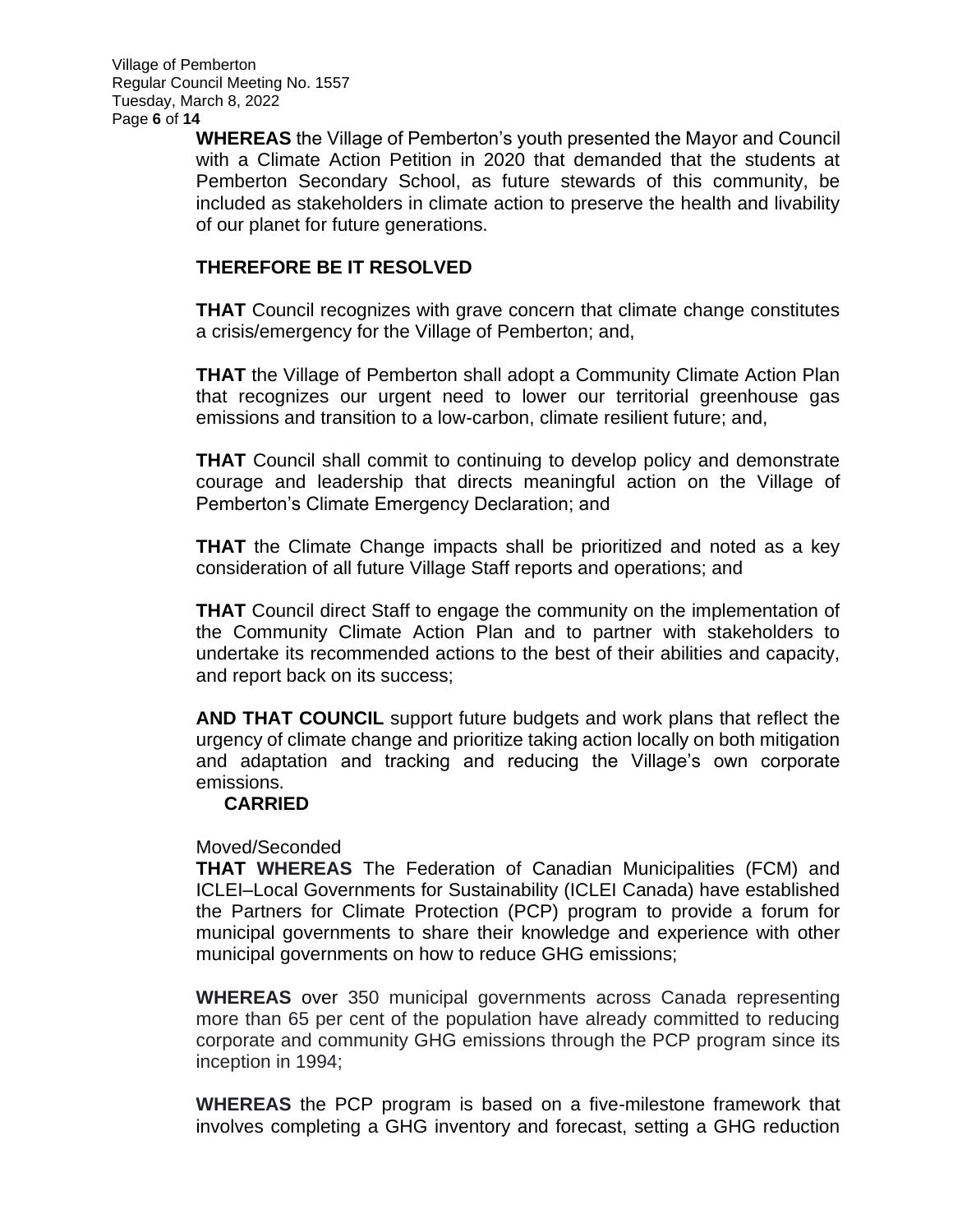**WHEREAS** the Village of Pemberton's youth presented the Mayor and Council with a Climate Action Petition in 2020 that demanded that the students at Pemberton Secondary School, as future stewards of this community, be included as stakeholders in climate action to preserve the health and livability of our planet for future generations.

**THEREFORE BE IT RESOLVED**

**THAT** Council recognizes with grave concern that climate change constitutes a crisis/emergency for the Village of Pemberton; and,

**THAT** the Village of Pemberton shall adopt a Community Climate Action Plan that recognizes our urgent need to lower our territorial greenhouse gas emissions and transition to a low-carbon, climate resilient future; and,

**THAT** Council shall commit to continuing to develop policy and demonstrate courage and leadership that directs meaningful action on the Village of Pemberton's Climate Emergency Declaration; and

**THAT** the Climate Change impacts shall be prioritized and noted as a key consideration of all future Village Staff reports and operations; and

**THAT** Council direct Staff to engage the community on the implementation of the Community Climate Action Plan and to partner with stakeholders to undertake its recommended actions to the best of their abilities and capacity, and report back on its success;

**AND THAT COUNCIL** support future budgets and work plans that reflect the urgency of climate change and prioritize taking action locally on both mitigation and adaptation and tracking and reducing the Village's own corporate emissions.

**CARRIED**

Moved/Seconded

**THAT WHEREAS** The Federation of Canadian Municipalities (FCM) and ICLEI–Local Governments for Sustainability (ICLEI Canada) have established the Partners for Climate Protection (PCP) program to provide a forum for municipal governments to share their knowledge and experience with other municipal governments on how to reduce GHG emissions;

**WHEREAS** over 350 municipal governments across Canada representing more than 65 per cent of the population have already committed to reducing corporate and community GHG emissions through the PCP program since its inception in 1994;

**WHEREAS** the PCP program is based on a five-milestone framework that involves completing a GHG inventory and forecast, setting a GHG reduction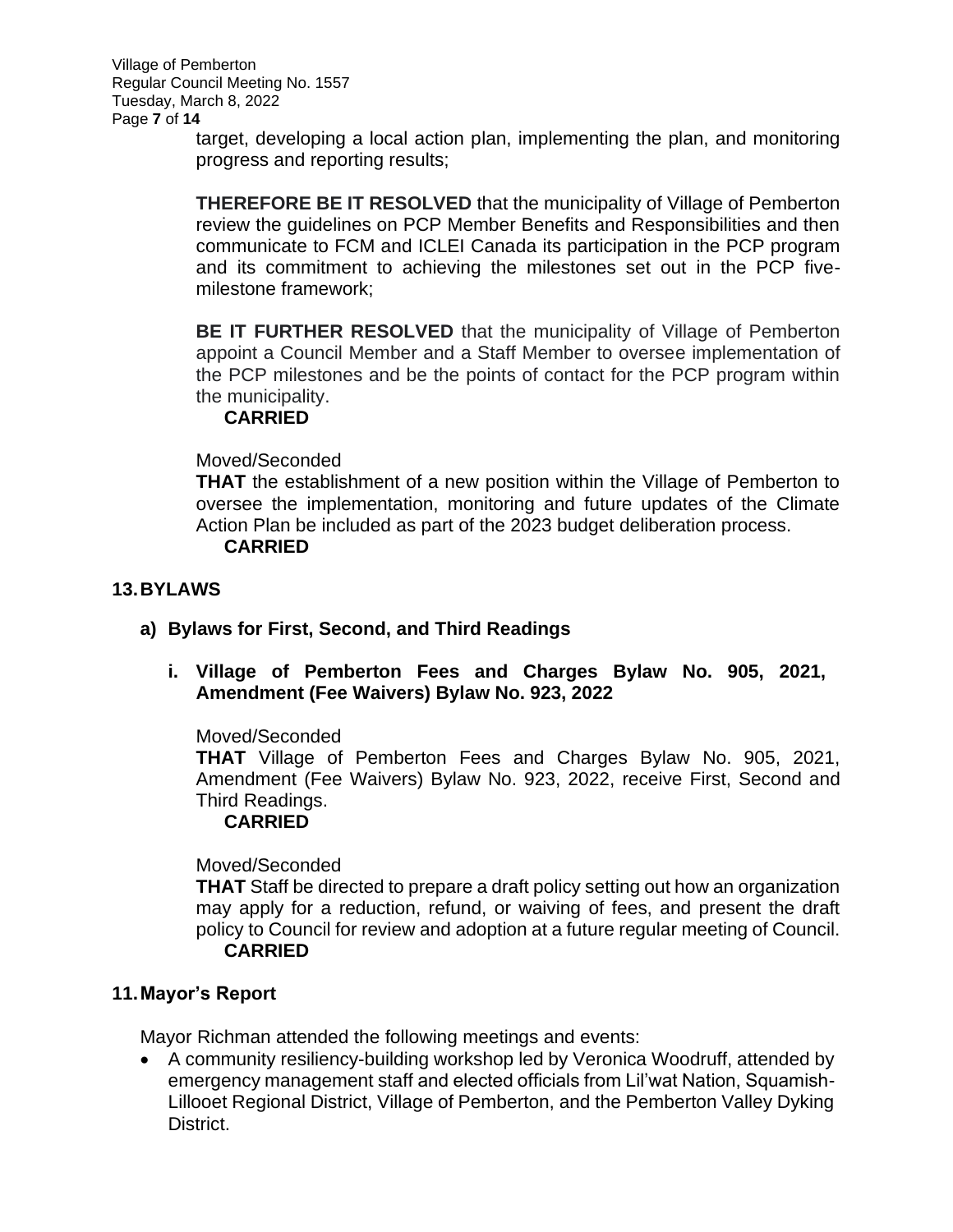target, developing a local action plan, implementing the plan, and monitoring progress and reporting results;

**THEREFORE BE IT RESOLVED** that the municipality of Village of Pemberton review the guidelines on PCP Member Benefits and Responsibilities and then communicate to FCM and ICLEI Canada its participation in the PCP program and its commitment to achieving the milestones set out in the PCP five-milestone framework;

**BE IT FURTHER RESOLVED** that the municipality of Village of Pemberton appoint a Council Member and a Staff Member to oversee implementation of the PCP milestones and be the points of contact for the PCP program within the municipality.

**CARRIED**

Moved/Seconded

**THAT** the establishment of a new position within the Village of Pemberton to oversee the implementation, monitoring and future updates of the Climate Action Plan be included as part of the 2023 budget deliberation process.

**CARRIED**

## 13. BYLAWS

### a) Bylaws for First, Second, and Third Readings

#### i. Village of Pemberton Fees and Charges Bylaw No. 905, 2021, Amendment (Fee Waivers) Bylaw No. 923, 2022

Moved/Seconded

**THAT** Village of Pemberton Fees and Charges Bylaw No. 905, 2021, Amendment (Fee Waivers) Bylaw No. 923, 2022, receive First, Second and Third Readings.

**CARRIED**

Moved/Seconded

**THAT** Staff be directed to prepare a draft policy setting out how an organization may apply for a reduction, refund, or waiving of fees, and present the draft policy to Council for review and adoption at a future regular meeting of Council.

**CARRIED**

## 11. Mayor's Report

Mayor Richman attended the following meetings and events:

- A community resiliency-building workshop led by Veronica Woodruff, attended by emergency management staff and elected officials from Lil'wat Nation, Squamish-Lillooet Regional District, Village of Pemberton, and the Pemberton Valley Dyking District.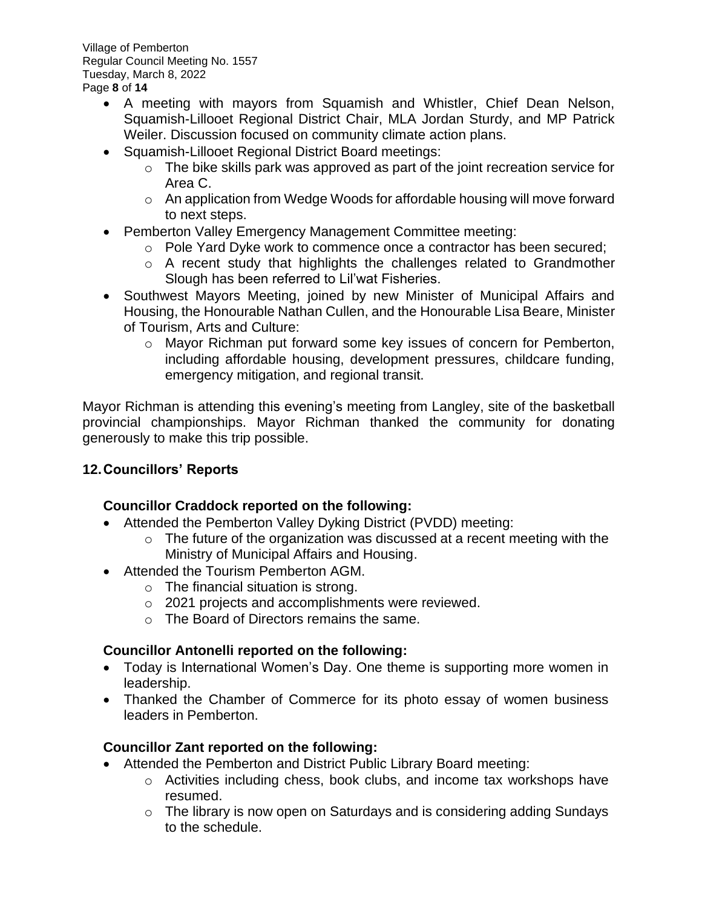- A meeting with mayors from Squamish and Whistler, Chief Dean Nelson, Squamish-Lillooet Regional District Chair, MLA Jordan Sturdy, and MP Patrick Weiler. Discussion focused on community climate action plans.
- Squamish-Lillooet Regional District Board meetings:
    - The bike skills park was approved as part of the joint recreation service for Area C.
    - An application from Wedge Woods for affordable housing will move forward to next steps.
- Pemberton Valley Emergency Management Committee meeting:
    - Pole Yard Dyke work to commence once a contractor has been secured;
    - A recent study that highlights the challenges related to Grandmother Slough has been referred to Lil'wat Fisheries.
- Southwest Mayors Meeting, joined by new Minister of Municipal Affairs and Housing, the Honourable Nathan Cullen, and the Honourable Lisa Beare, Minister of Tourism, Arts and Culture:
    - Mayor Richman put forward some key issues of concern for Pemberton, including affordable housing, development pressures, childcare funding, emergency mitigation, and regional transit.

Mayor Richman is attending this evening's meeting from Langley, site of the basketball provincial championships. Mayor Richman thanked the community for donating generously to make this trip possible.

## 12. Councillors' Reports

### Councillor Craddock reported on the following:

- Attended the Pemberton Valley Dyking District (PVDD) meeting:
    - The future of the organization was discussed at a recent meeting with the Ministry of Municipal Affairs and Housing.
- Attended the Tourism Pemberton AGM.
    - The financial situation is strong.
    - 2021 projects and accomplishments were reviewed.
    - The Board of Directors remains the same.

### Councillor Antonelli reported on the following:

- Today is International Women's Day. One theme is supporting more women in leadership.
- Thanked the Chamber of Commerce for its photo essay of women business leaders in Pemberton.

### Councillor Zant reported on the following:

- Attended the Pemberton and District Public Library Board meeting:
    - Activities including chess, book clubs, and income tax workshops have resumed.
    - The library is now open on Saturdays and is considering adding Sundays to the schedule.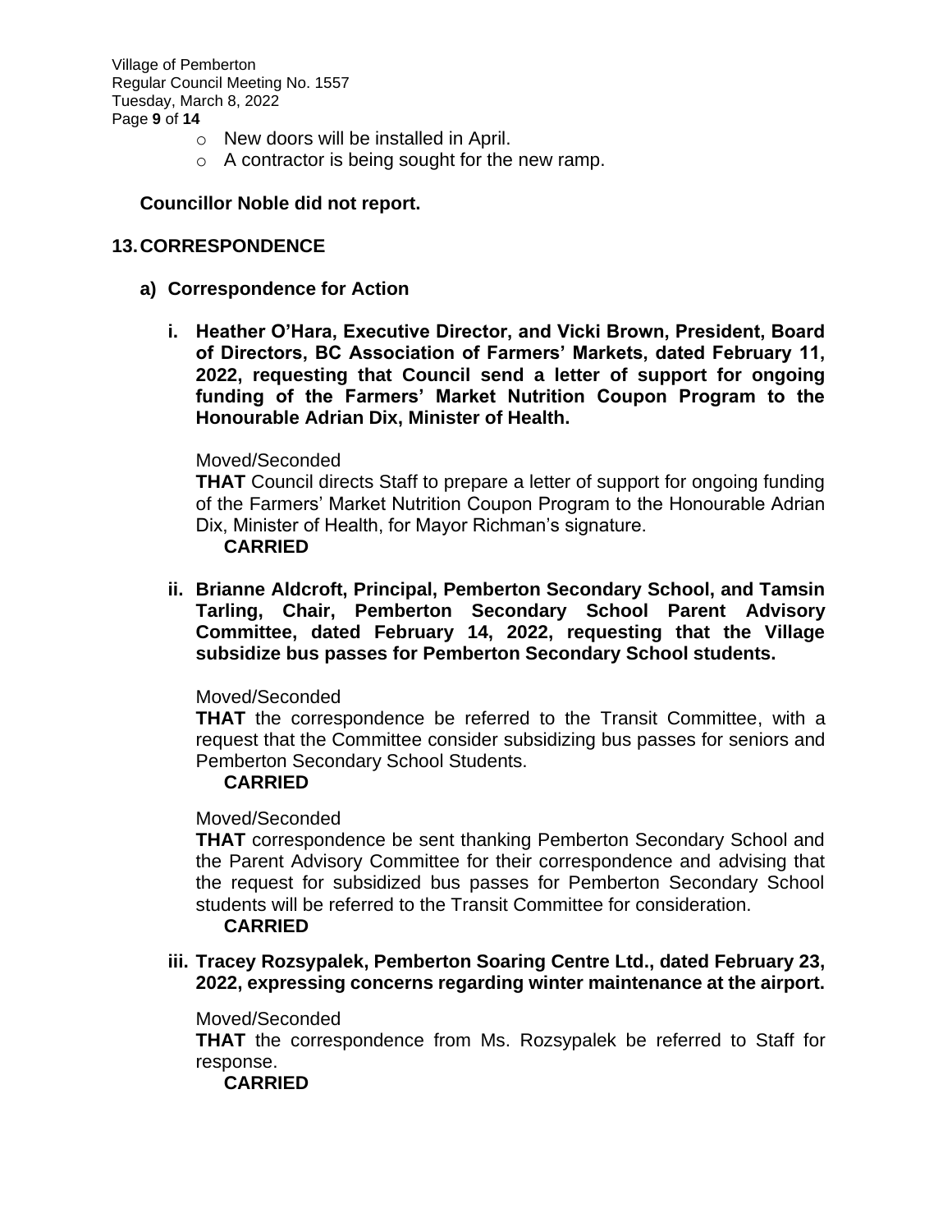- New doors will be installed in April.
- A contractor is being sought for the new ramp.

**Councillor Noble did not report.**

## 13. CORRESPONDENCE

### a) Correspondence for Action

**i. Heather O'Hara, Executive Director, and Vicki Brown, President, Board of Directors, BC Association of Farmers' Markets, dated February 11, 2022, requesting that Council send a letter of support for ongoing funding of the Farmers' Market Nutrition Coupon Program to the Honourable Adrian Dix, Minister of Health.**

Moved/Seconded

**THAT** Council directs Staff to prepare a letter of support for ongoing funding of the Farmers' Market Nutrition Coupon Program to the Honourable Adrian Dix, Minister of Health, for Mayor Richman's signature.

**CARRIED**

**ii. Brianne Aldcroft, Principal, Pemberton Secondary School, and Tamsin Tarling, Chair, Pemberton Secondary School Parent Advisory Committee, dated February 14, 2022, requesting that the Village subsidize bus passes for Pemberton Secondary School students.**

Moved/Seconded

**THAT** the correspondence be referred to the Transit Committee, with a request that the Committee consider subsidizing bus passes for seniors and Pemberton Secondary School Students.

**CARRIED**

Moved/Seconded

**THAT** correspondence be sent thanking Pemberton Secondary School and the Parent Advisory Committee for their correspondence and advising that the request for subsidized bus passes for Pemberton Secondary School students will be referred to the Transit Committee for consideration.

**CARRIED**

**iii. Tracey Rozsypalek, Pemberton Soaring Centre Ltd., dated February 23, 2022, expressing concerns regarding winter maintenance at the airport.**

Moved/Seconded

**THAT** the correspondence from Ms. Rozsypalek be referred to Staff for response.

**CARRIED**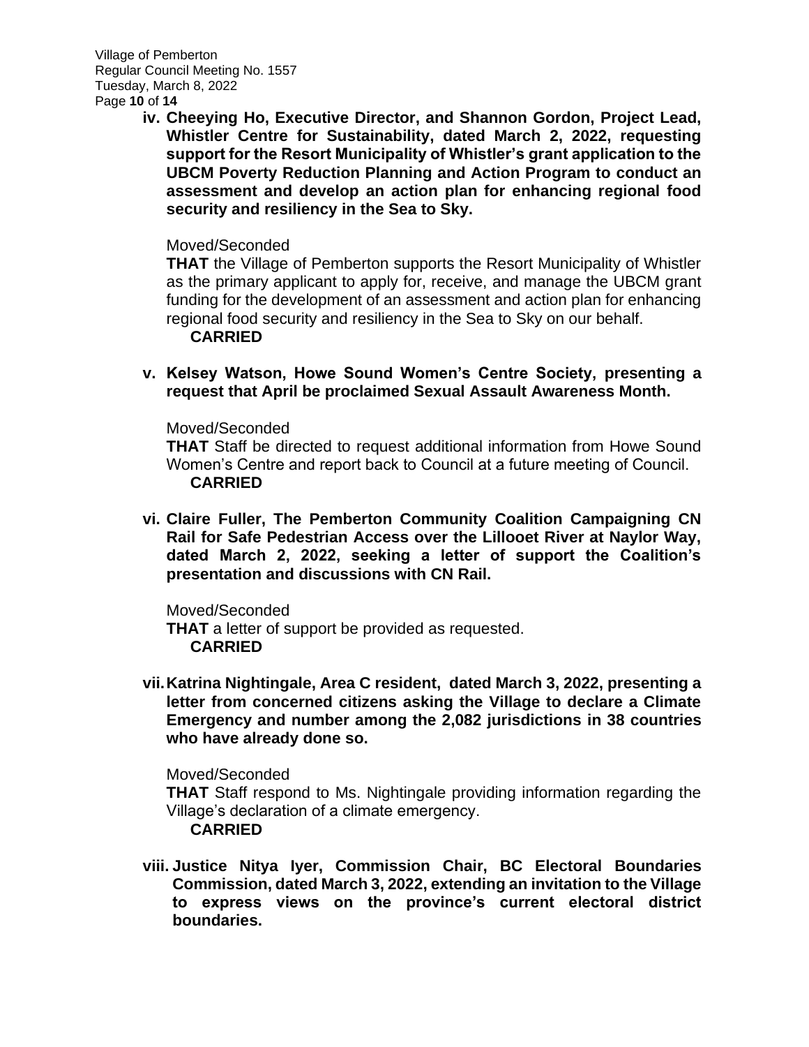**iv. Cheeying Ho, Executive Director, and Shannon Gordon, Project Lead, Whistler Centre for Sustainability, dated March 2, 2022, requesting support for the Resort Municipality of Whistler's grant application to the UBCM Poverty Reduction Planning and Action Program to conduct an assessment and develop an action plan for enhancing regional food security and resiliency in the Sea to Sky.**

Moved/Seconded

**THAT** the Village of Pemberton supports the Resort Municipality of Whistler as the primary applicant to apply for, receive, and manage the UBCM grant funding for the development of an assessment and action plan for enhancing regional food security and resiliency in the Sea to Sky on our behalf.

**CARRIED**

**v. Kelsey Watson, Howe Sound Women's Centre Society, presenting a request that April be proclaimed Sexual Assault Awareness Month.**

Moved/Seconded

**THAT** Staff be directed to request additional information from Howe Sound Women's Centre and report back to Council at a future meeting of Council.

**CARRIED**

**vi. Claire Fuller, The Pemberton Community Coalition Campaigning CN Rail for Safe Pedestrian Access over the Lillooet River at Naylor Way, dated March 2, 2022, seeking a letter of support the Coalition's presentation and discussions with CN Rail.**

Moved/Seconded

**THAT** a letter of support be provided as requested.

**CARRIED**

**vii. Katrina Nightingale, Area C resident, dated March 3, 2022, presenting a letter from concerned citizens asking the Village to declare a Climate Emergency and number among the 2,082 jurisdictions in 38 countries who have already done so.**

Moved/Seconded

**THAT** Staff respond to Ms. Nightingale providing information regarding the Village's declaration of a climate emergency.

**CARRIED**

**viii. Justice Nitya Iyer, Commission Chair, BC Electoral Boundaries Commission, dated March 3, 2022, extending an invitation to the Village to express views on the province's current electoral district boundaries.**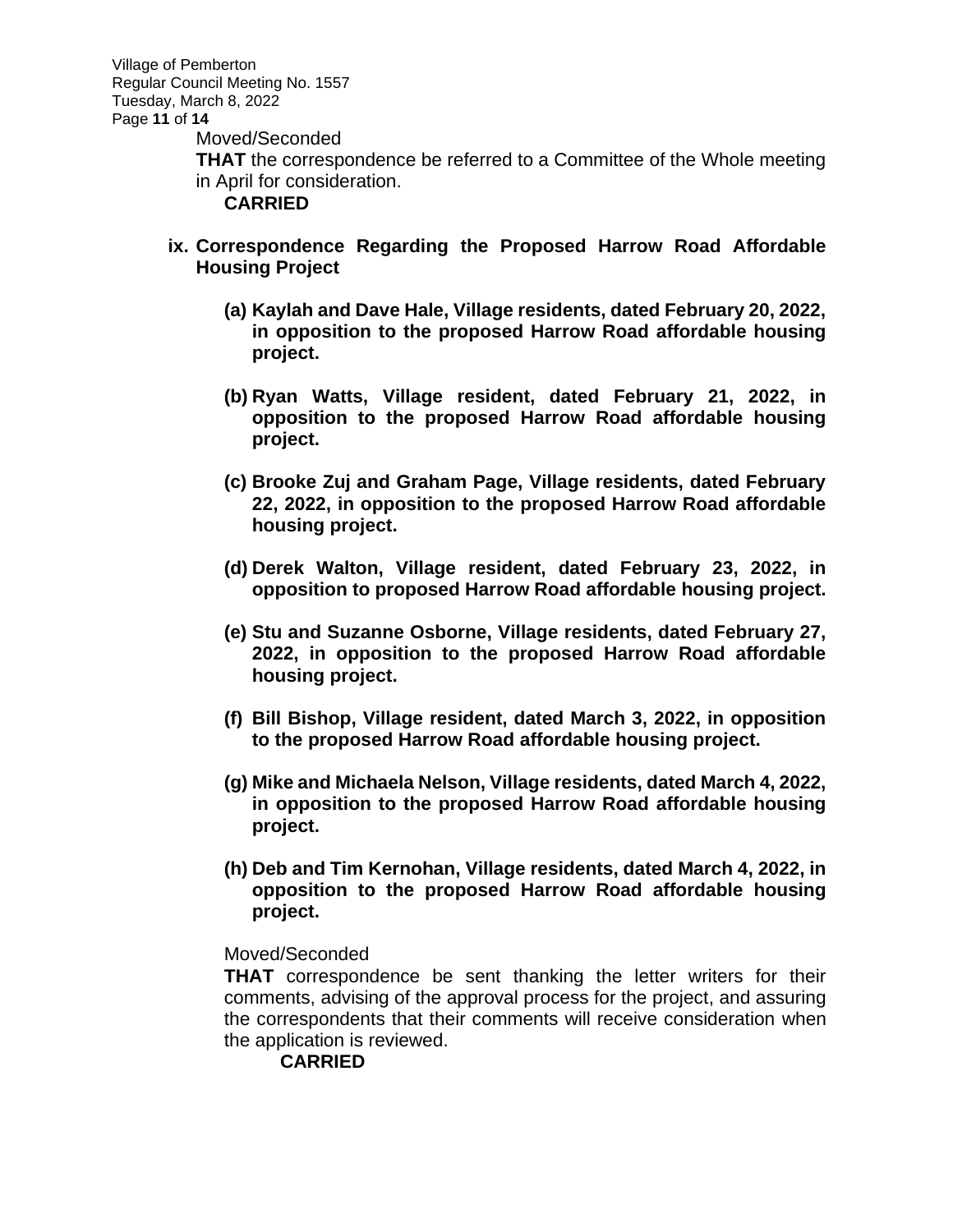Moved/Seconded

**THAT** the correspondence be referred to a Committee of the Whole meeting in April for consideration.

**CARRIED**

**ix. Correspondence Regarding the Proposed Harrow Road Affordable Housing Project**

**(a) Kaylah and Dave Hale, Village residents, dated February 20, 2022, in opposition to the proposed Harrow Road affordable housing project.**

**(b) Ryan Watts, Village resident, dated February 21, 2022, in opposition to the proposed Harrow Road affordable housing project.**

**(c) Brooke Zuj and Graham Page, Village residents, dated February 22, 2022, in opposition to the proposed Harrow Road affordable housing project.**

**(d) Derek Walton, Village resident, dated February 23, 2022, in opposition to proposed Harrow Road affordable housing project.**

**(e) Stu and Suzanne Osborne, Village residents, dated February 27, 2022, in opposition to the proposed Harrow Road affordable housing project.**

**(f) Bill Bishop, Village resident, dated March 3, 2022, in opposition to the proposed Harrow Road affordable housing project.**

**(g) Mike and Michaela Nelson, Village residents, dated March 4, 2022, in opposition to the proposed Harrow Road affordable housing project.**

**(h) Deb and Tim Kernohan, Village residents, dated March 4, 2022, in opposition to the proposed Harrow Road affordable housing project.**

Moved/Seconded

**THAT** correspondence be sent thanking the letter writers for their comments, advising of the approval process for the project, and assuring the correspondents that their comments will receive consideration when the application is reviewed.

**CARRIED**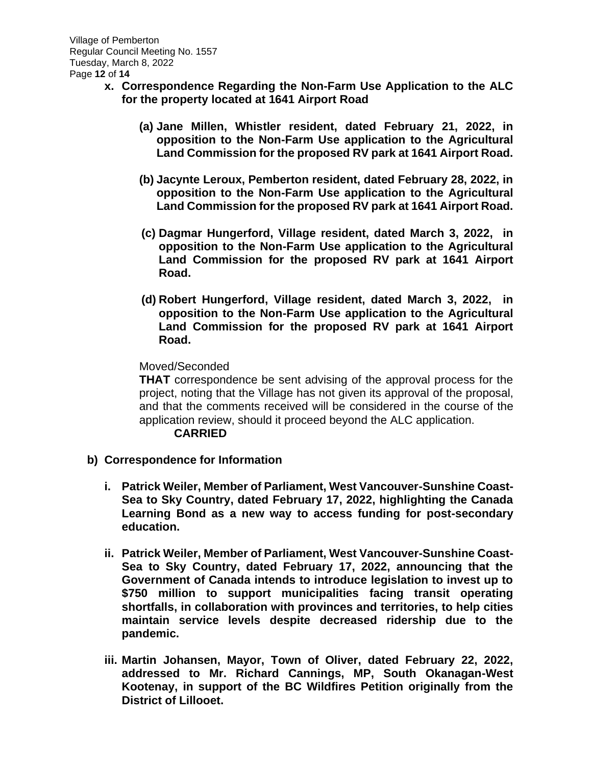**x. Correspondence Regarding the Non-Farm Use Application to the ALC for the property located at 1641 Airport Road**

**(a) Jane Millen, Whistler resident, dated February 21, 2022, in opposition to the Non-Farm Use application to the Agricultural Land Commission for the proposed RV park at 1641 Airport Road.**

**(b) Jacynte Leroux, Pemberton resident, dated February 28, 2022, in opposition to the Non-Farm Use application to the Agricultural Land Commission for the proposed RV park at 1641 Airport Road.**

**(c) Dagmar Hungerford, Village resident, dated March 3, 2022, in opposition to the Non-Farm Use application to the Agricultural Land Commission for the proposed RV park at 1641 Airport Road.**

**(d) Robert Hungerford, Village resident, dated March 3, 2022, in opposition to the Non-Farm Use application to the Agricultural Land Commission for the proposed RV park at 1641 Airport Road.**

Moved/Seconded

**THAT** correspondence be sent advising of the approval process for the project, noting that the Village has not given its approval of the proposal, and that the comments received will be considered in the course of the application review, should it proceed beyond the ALC application.

**CARRIED**

**b) Correspondence for Information**

**i. Patrick Weiler, Member of Parliament, West Vancouver-Sunshine Coast-Sea to Sky Country, dated February 17, 2022, highlighting the Canada Learning Bond as a new way to access funding for post-secondary education.**

**ii. Patrick Weiler, Member of Parliament, West Vancouver-Sunshine Coast-Sea to Sky Country, dated February 17, 2022, announcing that the Government of Canada intends to introduce legislation to invest up to $750 million to support municipalities facing transit operating shortfalls, in collaboration with provinces and territories, to help cities maintain service levels despite decreased ridership due to the pandemic.**

**iii. Martin Johansen, Mayor, Town of Oliver, dated February 22, 2022, addressed to Mr. Richard Cannings, MP, South Okanagan-West Kootenay, in support of the BC Wildfires Petition originally from the District of Lillooet.**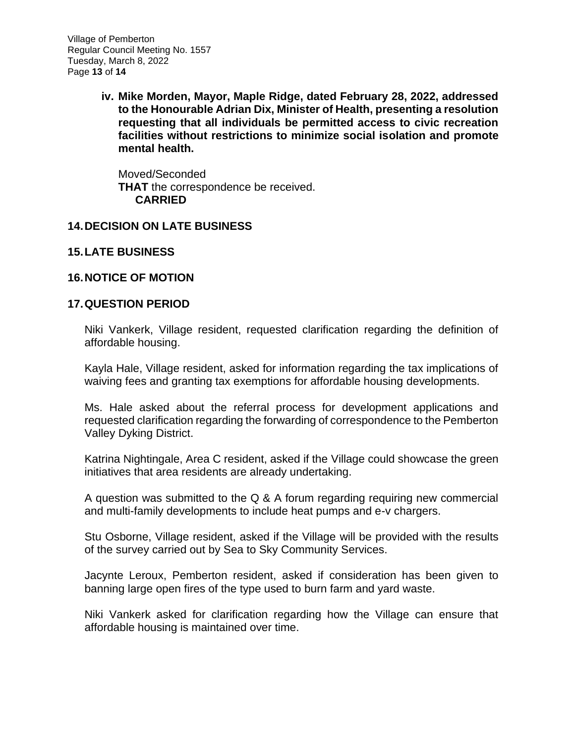**iv. Mike Morden, Mayor, Maple Ridge, dated February 28, 2022, addressed to the Honourable Adrian Dix, Minister of Health, presenting a resolution requesting that all individuals be permitted access to civic recreation facilities without restrictions to minimize social isolation and promote mental health.**

Moved/Seconded
**THAT** the correspondence be received.
**CARRIED**

## 14. DECISION ON LATE BUSINESS

## 15. LATE BUSINESS

## 16. NOTICE OF MOTION

## 17. QUESTION PERIOD

Niki Vankerk, Village resident, requested clarification regarding the definition of affordable housing.

Kayla Hale, Village resident, asked for information regarding the tax implications of waiving fees and granting tax exemptions for affordable housing developments.

Ms. Hale asked about the referral process for development applications and requested clarification regarding the forwarding of correspondence to the Pemberton Valley Dyking District.

Katrina Nightingale, Area C resident, asked if the Village could showcase the green initiatives that area residents are already undertaking.

A question was submitted to the Q & A forum regarding requiring new commercial and multi-family developments to include heat pumps and e-v chargers.

Stu Osborne, Village resident, asked if the Village will be provided with the results of the survey carried out by Sea to Sky Community Services.

Jacynte Leroux, Pemberton resident, asked if consideration has been given to banning large open fires of the type used to burn farm and yard waste.

Niki Vankerk asked for clarification regarding how the Village can ensure that affordable housing is maintained over time.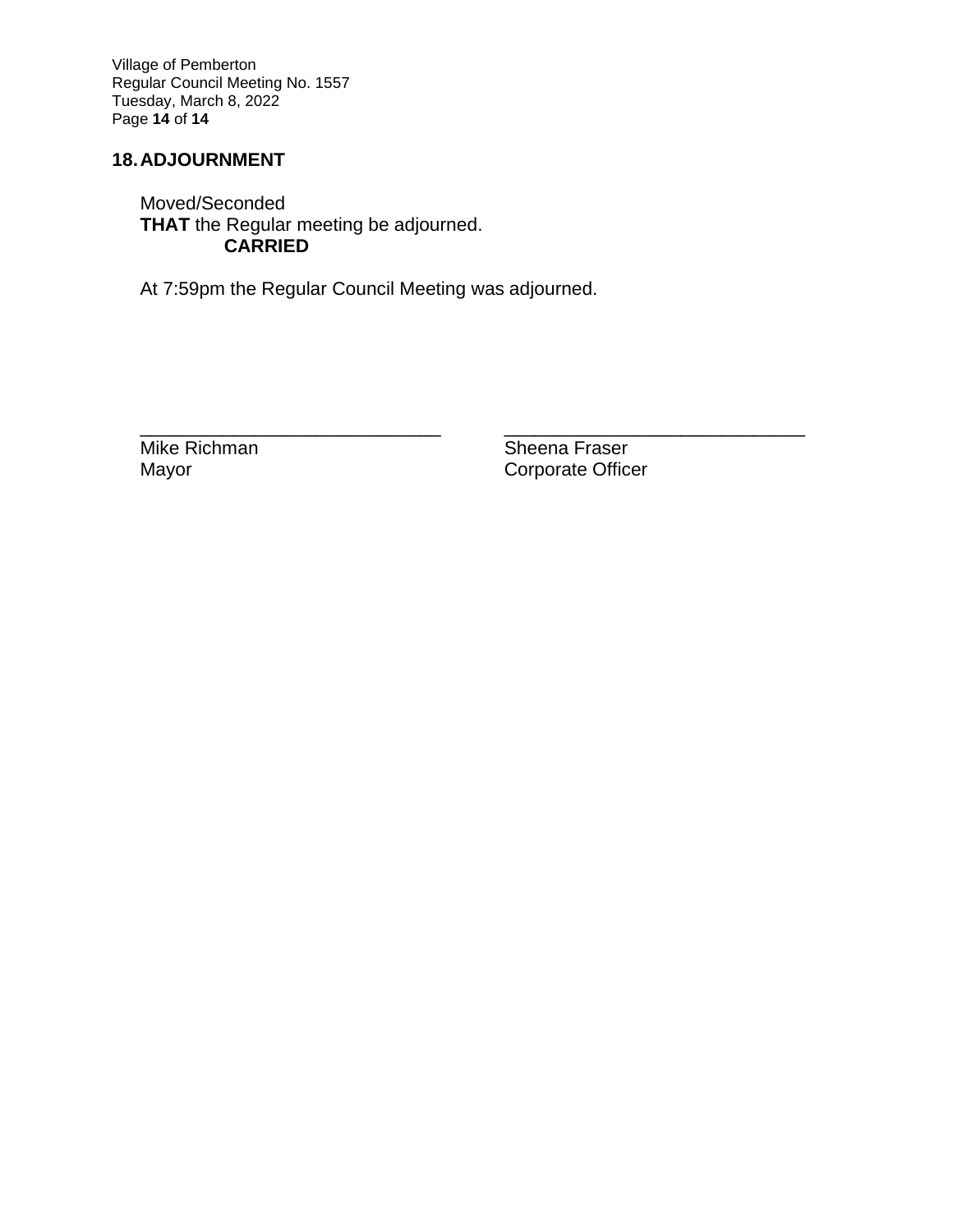## 18. ADJOURNMENT

Moved/Seconded
**THAT** the Regular meeting be adjourned.
**CARRIED**

At 7:59pm the Regular Council Meeting was adjourned.

| | |
|---|---|
| ______________________________ | ______________________________ |
| Mike Richman | Sheena Fraser |
| Mayor | Corporate Officer |